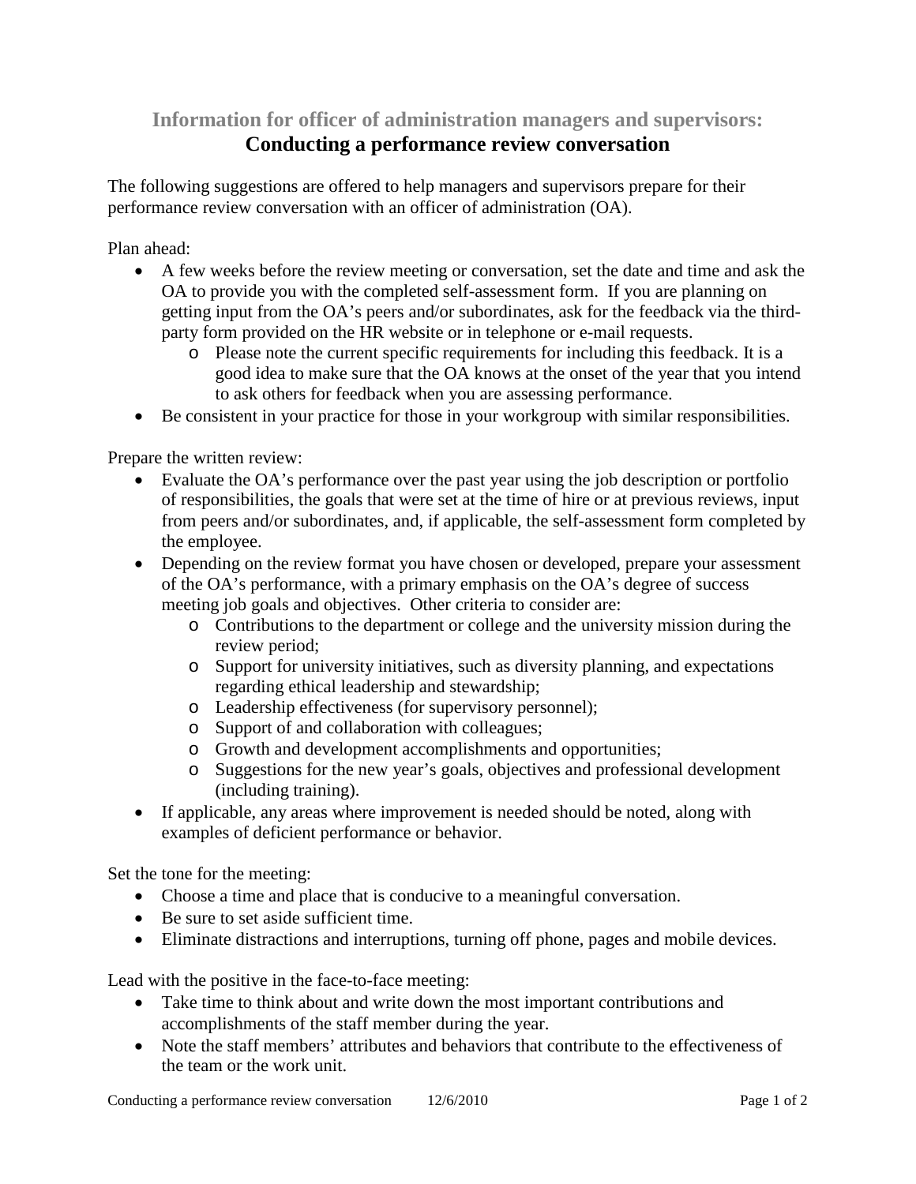## Information for officer of administration managers and supervisors:
# Conducting a performance review conversation

The following suggestions are offered to help managers and supervisors prepare for their performance review conversation with an officer of administration (OA).

Plan ahead:

- A few weeks before the review meeting or conversation, set the date and time and ask the OA to provide you with the completed self-assessment form. If you are planning on getting input from the OA's peers and/or subordinates, ask for the feedback via the third-party form provided on the HR website or in telephone or e-mail requests.
  - Please note the current specific requirements for including this feedback. It is a good idea to make sure that the OA knows at the onset of the year that you intend to ask others for feedback when you are assessing performance.
- Be consistent in your practice for those in your workgroup with similar responsibilities.

Prepare the written review:

- Evaluate the OA's performance over the past year using the job description or portfolio of responsibilities, the goals that were set at the time of hire or at previous reviews, input from peers and/or subordinates, and, if applicable, the self-assessment form completed by the employee.
- Depending on the review format you have chosen or developed, prepare your assessment of the OA's performance, with a primary emphasis on the OA's degree of success meeting job goals and objectives. Other criteria to consider are:
  - Contributions to the department or college and the university mission during the review period;
  - Support for university initiatives, such as diversity planning, and expectations regarding ethical leadership and stewardship;
  - Leadership effectiveness (for supervisory personnel);
  - Support of and collaboration with colleagues;
  - Growth and development accomplishments and opportunities;
  - Suggestions for the new year's goals, objectives and professional development (including training).
- If applicable, any areas where improvement is needed should be noted, along with examples of deficient performance or behavior.

Set the tone for the meeting:

- Choose a time and place that is conducive to a meaningful conversation.
- Be sure to set aside sufficient time.
- Eliminate distractions and interruptions, turning off phone, pages and mobile devices.

Lead with the positive in the face-to-face meeting:

- Take time to think about and write down the most important contributions and accomplishments of the staff member during the year.
- Note the staff members' attributes and behaviors that contribute to the effectiveness of the team or the work unit.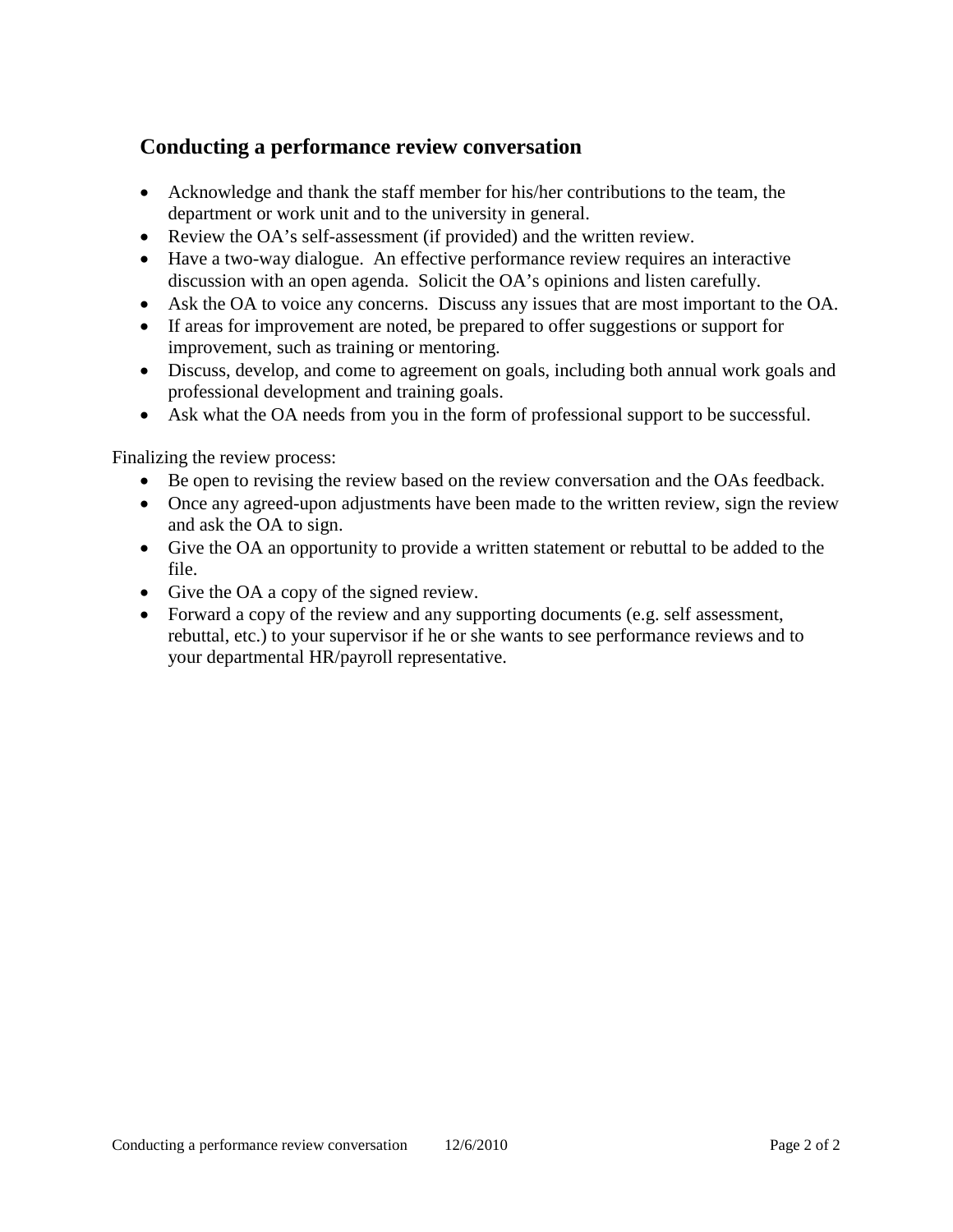## Conducting a performance review conversation

- Acknowledge and thank the staff member for his/her contributions to the team, the department or work unit and to the university in general.
- Review the OA's self-assessment (if provided) and the written review.
- Have a two-way dialogue. An effective performance review requires an interactive discussion with an open agenda. Solicit the OA's opinions and listen carefully.
- Ask the OA to voice any concerns. Discuss any issues that are most important to the OA.
- If areas for improvement are noted, be prepared to offer suggestions or support for improvement, such as training or mentoring.
- Discuss, develop, and come to agreement on goals, including both annual work goals and professional development and training goals.
- Ask what the OA needs from you in the form of professional support to be successful.

Finalizing the review process:

- Be open to revising the review based on the review conversation and the OAs feedback.
- Once any agreed-upon adjustments have been made to the written review, sign the review and ask the OA to sign.
- Give the OA an opportunity to provide a written statement or rebuttal to be added to the file.
- Give the OA a copy of the signed review.
- Forward a copy of the review and any supporting documents (e.g. self assessment, rebuttal, etc.) to your supervisor if he or she wants to see performance reviews and to your departmental HR/payroll representative.